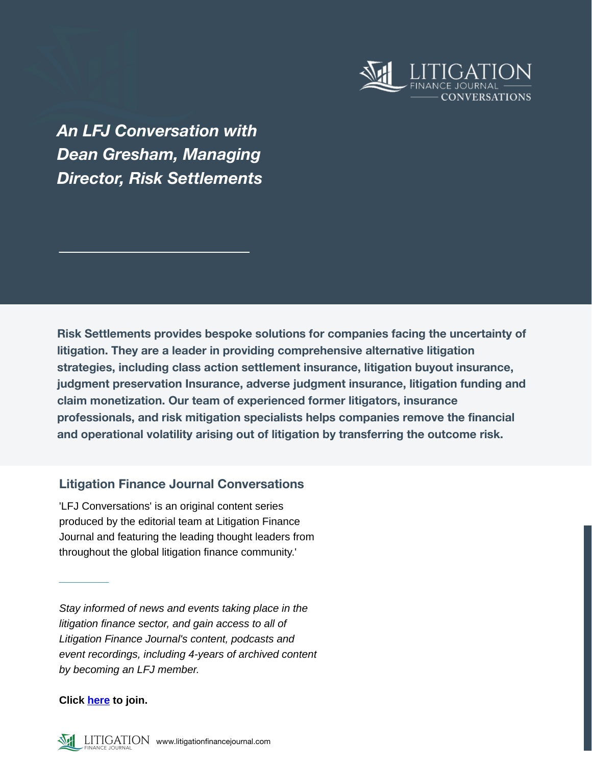# *An LFJ Conversation with Dean Gresham, Managing Director, Risk Settlements*

**Risk Settlements provides bespoke solutions for companies facing the uncertainty of litigation. They are a leader in providing comprehensive alternative litigation strategies, including class action settlement insurance, litigation buyout insurance, judgment preservation Insurance, adverse judgment insurance, litigation funding and claim monetization. Our team of experienced former litigators, insurance professionals, and risk mitigation specialists helps companies remove the financial and operational volatility arising out of litigation by transferring the outcome risk.**

## Litigation Finance Journal Conversations

'LFJ Conversations' is an original content series produced by the editorial team at Litigation Finance Journal and featuring the leading thought leaders from throughout the global litigation finance community.'

*Stay informed of news and events taking place in the litigation finance sector, and gain access to all of Litigation Finance Journal's content, podcasts and event recordings, including 4-years of archived content by becoming an LFJ member.*

**Click here to join.**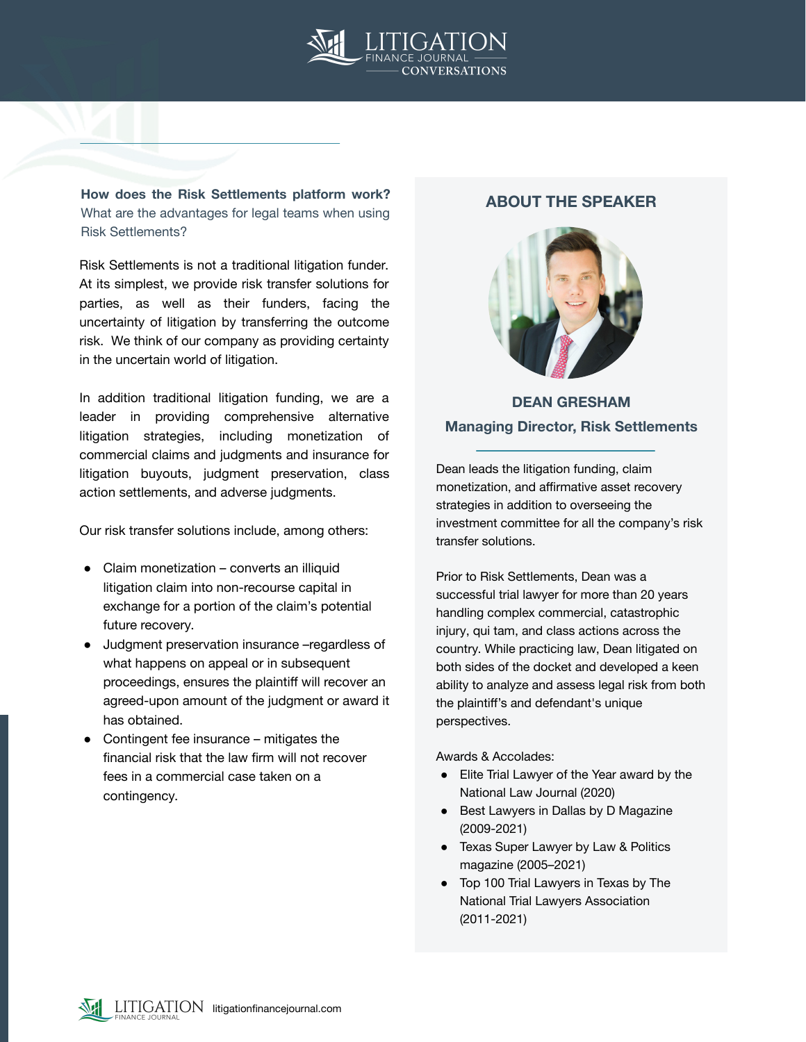**How does the Risk Settlements platform work?** What are the advantages for legal teams when using Risk Settlements?

Risk Settlements is not a traditional litigation funder. At its simplest, we provide risk transfer solutions for parties, as well as their funders, facing the uncertainty of litigation by transferring the outcome risk. We think of our company as providing certainty in the uncertain world of litigation.

In addition traditional litigation funding, we are a leader in providing comprehensive alternative litigation strategies, including monetization of commercial claims and judgments and insurance for litigation buyouts, judgment preservation, class action settlements, and adverse judgments.

Our risk transfer solutions include, among others:

- Claim monetization – converts an illiquid litigation claim into non-recourse capital in exchange for a portion of the claim's potential future recovery.
- Judgment preservation insurance –regardless of what happens on appeal or in subsequent proceedings, ensures the plaintiff will recover an agreed-upon amount of the judgment or award it has obtained.
- Contingent fee insurance – mitigates the financial risk that the law firm will not recover fees in a commercial case taken on a contingency.

## ABOUT THE SPEAKER

**DEAN GRESHAM**
**Managing Director, Risk Settlements**

Dean leads the litigation funding, claim monetization, and affirmative asset recovery strategies in addition to overseeing the investment committee for all the company's risk transfer solutions.

Prior to Risk Settlements, Dean was a successful trial lawyer for more than 20 years handling complex commercial, catastrophic injury, qui tam, and class actions across the country. While practicing law, Dean litigated on both sides of the docket and developed a keen ability to analyze and assess legal risk from both the plaintiff's and defendant's unique perspectives.

Awards & Accolades:

- Elite Trial Lawyer of the Year award by the National Law Journal (2020)
- Best Lawyers in Dallas by D Magazine (2009-2021)
- Texas Super Lawyer by Law & Politics magazine (2005–2021)
- Top 100 Trial Lawyers in Texas by The National Trial Lawyers Association (2011-2021)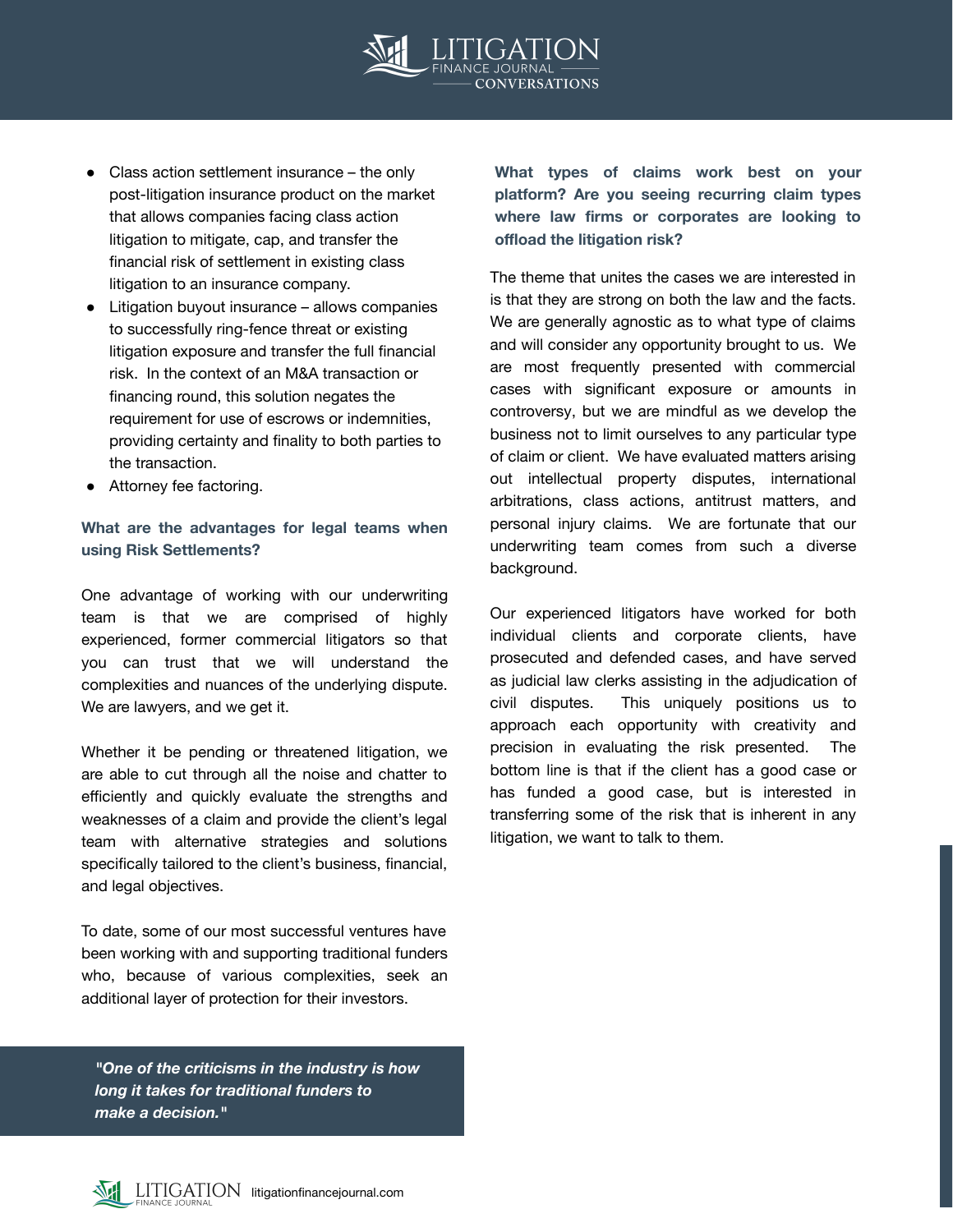- Class action settlement insurance – the only post-litigation insurance product on the market that allows companies facing class action litigation to mitigate, cap, and transfer the financial risk of settlement in existing class litigation to an insurance company.
- Litigation buyout insurance – allows companies to successfully ring-fence threat or existing litigation exposure and transfer the full financial risk. In the context of an M&A transaction or financing round, this solution negates the requirement for use of escrows or indemnities, providing certainty and finality to both parties to the transaction.
- Attorney fee factoring.

**What are the advantages for legal teams when using Risk Settlements?**

One advantage of working with our underwriting team is that we are comprised of highly experienced, former commercial litigators so that you can trust that we will understand the complexities and nuances of the underlying dispute. We are lawyers, and we get it.

Whether it be pending or threatened litigation, we are able to cut through all the noise and chatter to efficiently and quickly evaluate the strengths and weaknesses of a claim and provide the client's legal team with alternative strategies and solutions specifically tailored to the client's business, financial, and legal objectives.

To date, some of our most successful ventures have been working with and supporting traditional funders who, because of various complexities, seek an additional layer of protection for their investors.

> ***"One of the criticisms in the industry is how long it takes for traditional funders to make a decision."***

**What types of claims work best on your platform? Are you seeing recurring claim types where law firms or corporates are looking to offload the litigation risk?**

The theme that unites the cases we are interested in is that they are strong on both the law and the facts. We are generally agnostic as to what type of claims and will consider any opportunity brought to us. We are most frequently presented with commercial cases with significant exposure or amounts in controversy, but we are mindful as we develop the business not to limit ourselves to any particular type of claim or client. We have evaluated matters arising out intellectual property disputes, international arbitrations, class actions, antitrust matters, and personal injury claims. We are fortunate that our underwriting team comes from such a diverse background.

Our experienced litigators have worked for both individual clients and corporate clients, have prosecuted and defended cases, and have served as judicial law clerks assisting in the adjudication of civil disputes. This uniquely positions us to approach each opportunity with creativity and precision in evaluating the risk presented. The bottom line is that if the client has a good case or has funded a good case, but is interested in transferring some of the risk that is inherent in any litigation, we want to talk to them.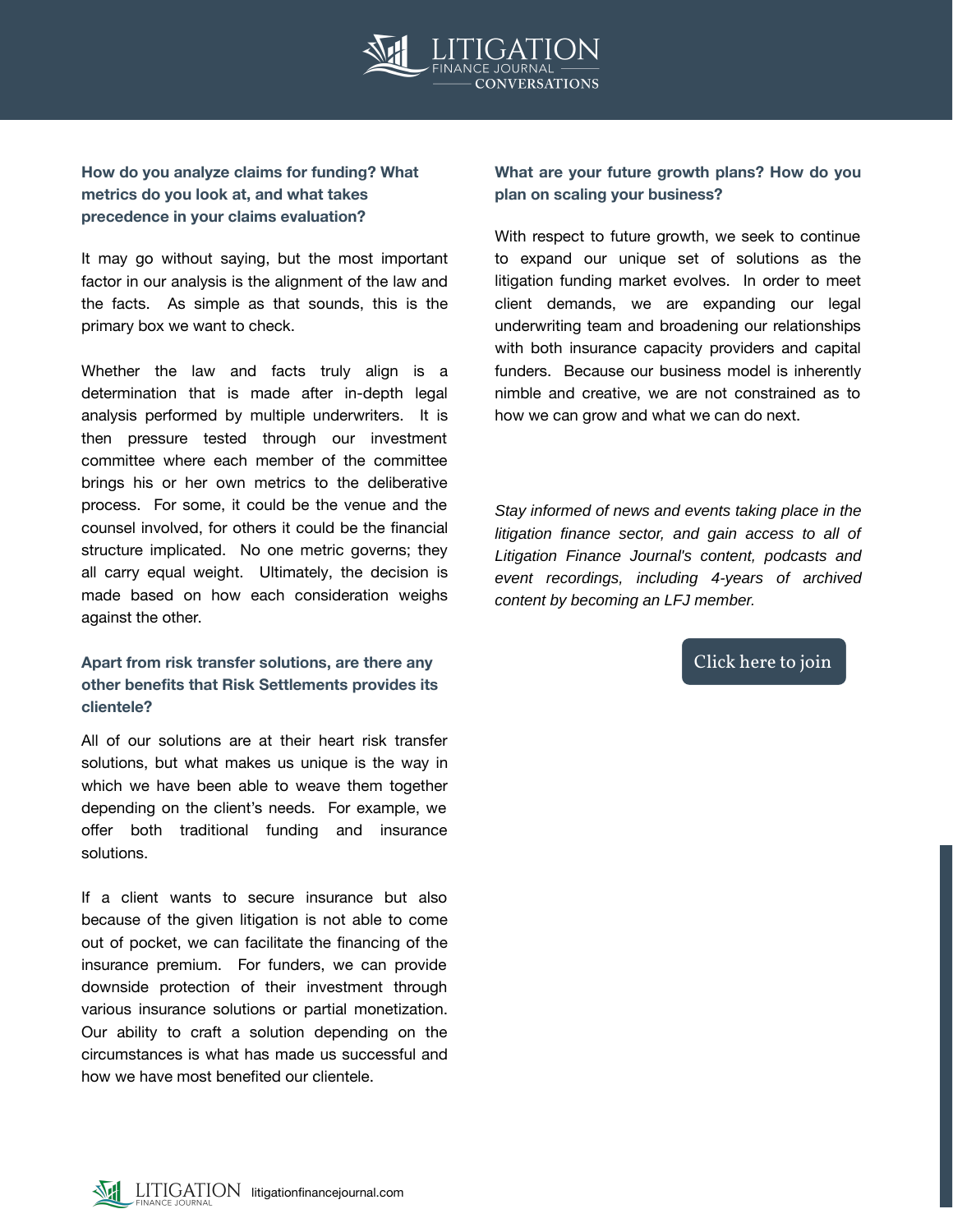**How do you analyze claims for funding? What metrics do you look at, and what takes precedence in your claims evaluation?**

It may go without saying, but the most important factor in our analysis is the alignment of the law and the facts. As simple as that sounds, this is the primary box we want to check.

Whether the law and facts truly align is a determination that is made after in-depth legal analysis performed by multiple underwriters. It is then pressure tested through our investment committee where each member of the committee brings his or her own metrics to the deliberative process. For some, it could be the venue and the counsel involved, for others it could be the financial structure implicated. No one metric governs; they all carry equal weight. Ultimately, the decision is made based on how each consideration weighs against the other.

**Apart from risk transfer solutions, are there any other benefits that Risk Settlements provides its clientele?**

All of our solutions are at their heart risk transfer solutions, but what makes us unique is the way in which we have been able to weave them together depending on the client's needs. For example, we offer both traditional funding and insurance solutions.

If a client wants to secure insurance but also because of the given litigation is not able to come out of pocket, we can facilitate the financing of the insurance premium. For funders, we can provide downside protection of their investment through various insurance solutions or partial monetization. Our ability to craft a solution depending on the circumstances is what has made us successful and how we have most benefited our clientele.

**What are your future growth plans? How do you plan on scaling your business?**

With respect to future growth, we seek to continue to expand our unique set of solutions as the litigation funding market evolves. In order to meet client demands, we are expanding our legal underwriting team and broadening our relationships with both insurance capacity providers and capital funders. Because our business model is inherently nimble and creative, we are not constrained as to how we can grow and what we can do next.

*Stay informed of news and events taking place in the litigation finance sector, and gain access to all of Litigation Finance Journal's content, podcasts and event recordings, including 4-years of archived content by becoming an LFJ member.*

Click here to join